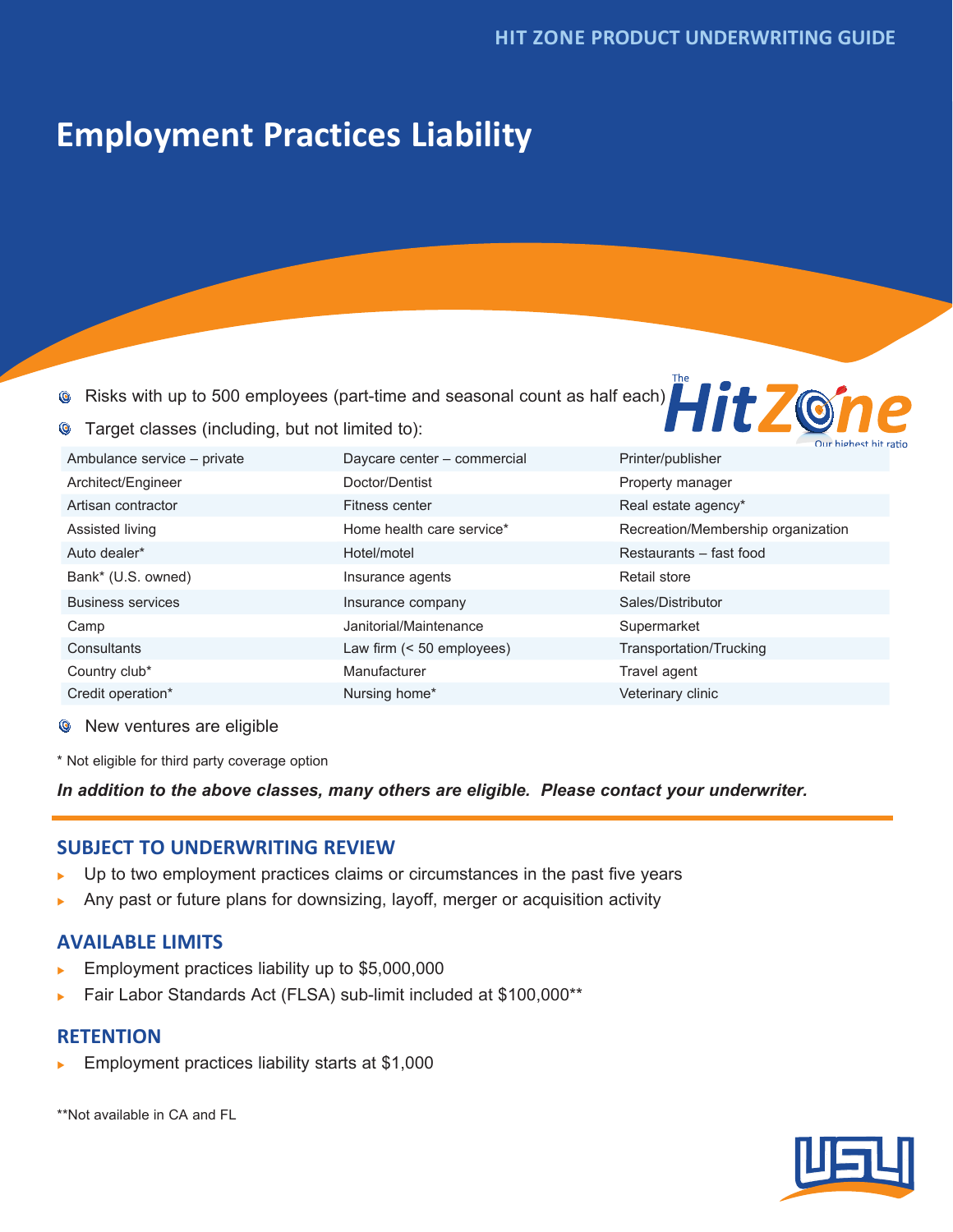HIT ZONE PRODUCT UNDERWRITING GUIDE

# Employment Practices Liability

- Risks with up to 500 employees (part-time and seasonal count as half each)
- Target classes (including, but not limited to):

| | | |
|---|---|---|
| Ambulance service – private | Daycare center – commercial | Printer/publisher |
| Architect/Engineer | Doctor/Dentist | Property manager |
| Artisan contractor | Fitness center | Real estate agency* |
| Assisted living | Home health care service* | Recreation/Membership organization |
| Auto dealer* | Hotel/motel | Restaurants – fast food |
| Bank* (U.S. owned) | Insurance agents | Retail store |
| Business services | Insurance company | Sales/Distributor |
| Camp | Janitorial/Maintenance | Supermarket |
| Consultants | Law firm (< 50 employees) | Transportation/Trucking |
| Country club* | Manufacturer | Travel agent |
| Credit operation* | Nursing home* | Veterinary clinic |

- New ventures are eligible

* Not eligible for third party coverage option

***In addition to the above classes, many others are eligible. Please contact your underwriter.***

## SUBJECT TO UNDERWRITING REVIEW

- Up to two employment practices claims or circumstances in the past five years
- Any past or future plans for downsizing, layoff, merger or acquisition activity

## AVAILABLE LIMITS

- Employment practices liability up to $5,000,000
- Fair Labor Standards Act (FLSA) sub-limit included at $100,000**

## RETENTION

- Employment practices liability starts at $1,000

**Not available in CA and FL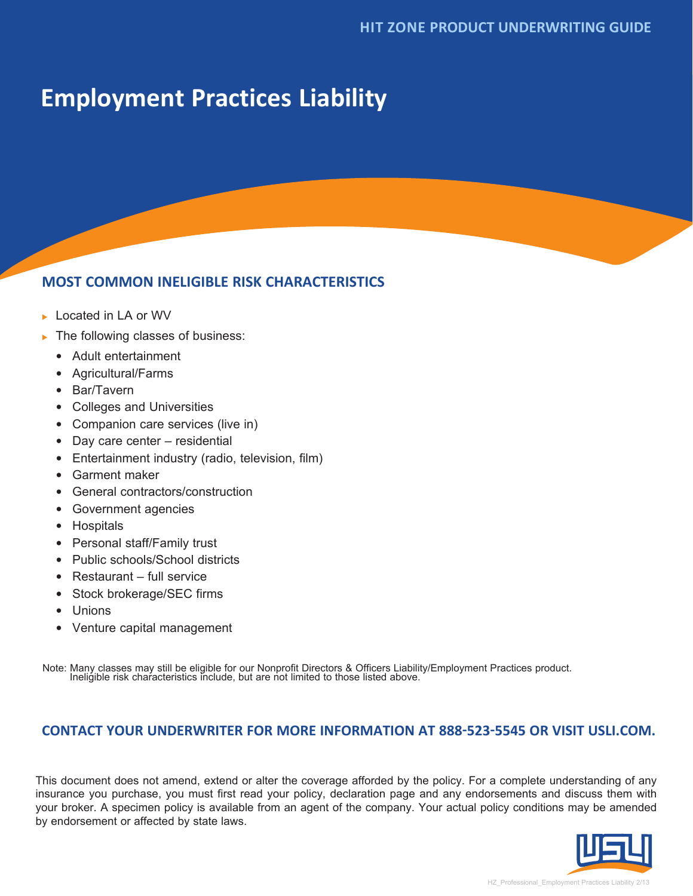# Employment Practices Liability

## MOST COMMON INELIGIBLE RISK CHARACTERISTICS

- Located in LA or WV
- The following classes of business:
  - Adult entertainment
  - Agricultural/Farms
  - Bar/Tavern
  - Colleges and Universities
  - Companion care services (live in)
  - Day care center – residential
  - Entertainment industry (radio, television, film)
  - Garment maker
  - General contractors/construction
  - Government agencies
  - Hospitals
  - Personal staff/Family trust
  - Public schools/School districts
  - Restaurant – full service
  - Stock brokerage/SEC firms
  - Unions
  - Venture capital management

Note: Many classes may still be eligible for our Nonprofit Directors & Officers Liability/Employment Practices product. Ineligible risk characteristics include, but are not limited to those listed above.

## CONTACT YOUR UNDERWRITER FOR MORE INFORMATION AT 888-523-5545 OR VISIT USLI.COM.

This document does not amend, extend or alter the coverage afforded by the policy. For a complete understanding of any insurance you purchase, you must first read your policy, declaration page and any endorsements and discuss them with your broker. A specimen policy is available from an agent of the company. Your actual policy conditions may be amended by endorsement or affected by state laws.